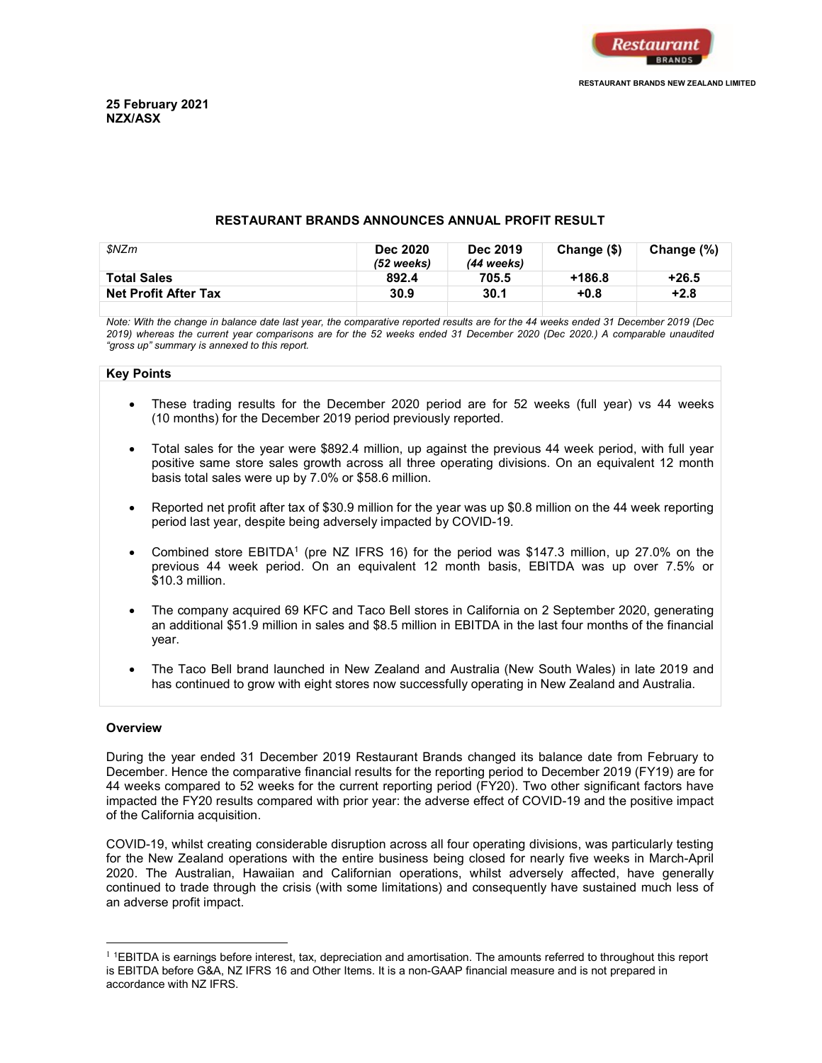RESTAURANT BRANDS NEW ZEALAND LIMITED

**25 February 2021**
**NZX/ASX**

## RESTAURANT BRANDS ANNOUNCES ANNUAL PROFIT RESULT

| *$NZm* | **Dec 2020** *(52 weeks)* | **Dec 2019** *(44 weeks)* | **Change ($)** | **Change (%)** |
|---|---|---|---|---|
| **Total Sales** | **892.4** | **705.5** | **+186.8** | **+26.5** |
| **Net Profit After Tax** | **30.9** | **30.1** | **+0.8** | **+2.8** |
| | | | | |

*Note: With the change in balance date last year, the comparative reported results are for the 44 weeks ended 31 December 2019 (Dec 2019) whereas the current year comparisons are for the 52 weeks ended 31 December 2020 (Dec 2020.) A comparable unaudited "gross up" summary is annexed to this report.*

### Key Points

- These trading results for the December 2020 period are for 52 weeks (full year) vs 44 weeks (10 months) for the December 2019 period previously reported.
- Total sales for the year were $892.4 million, up against the previous 44 week period, with full year positive same store sales growth across all three operating divisions. On an equivalent 12 month basis total sales were up by 7.0% or $58.6 million.
- Reported net profit after tax of $30.9 million for the year was up $0.8 million on the 44 week reporting period last year, despite being adversely impacted by COVID-19.
- Combined store EBITDA[1] (pre NZ IFRS 16) for the period was $147.3 million, up 27.0% on the previous 44 week period. On an equivalent 12 month basis, EBITDA was up over 7.5% or $10.3 million.
- The company acquired 69 KFC and Taco Bell stores in California on 2 September 2020, generating an additional $51.9 million in sales and $8.5 million in EBITDA in the last four months of the financial year.
- The Taco Bell brand launched in New Zealand and Australia (New South Wales) in late 2019 and has continued to grow with eight stores now successfully operating in New Zealand and Australia.

### Overview

During the year ended 31 December 2019 Restaurant Brands changed its balance date from February to December. Hence the comparative financial results for the reporting period to December 2019 (FY19) are for 44 weeks compared to 52 weeks for the current reporting period (FY20). Two other significant factors have impacted the FY20 results compared with prior year: the adverse effect of COVID-19 and the positive impact of the California acquisition.

COVID-19, whilst creating considerable disruption across all four operating divisions, was particularly testing for the New Zealand operations with the entire business being closed for nearly five weeks in March-April 2020. The Australian, Hawaiian and Californian operations, whilst adversely affected, have generally continued to trade through the crisis (with some limitations) and consequently have sustained much less of an adverse profit impact.

---

[1] EBITDA is earnings before interest, tax, depreciation and amortisation. The amounts referred to throughout this report is EBITDA before G&A, NZ IFRS 16 and Other Items. It is a non-GAAP financial measure and is not prepared in accordance with NZ IFRS.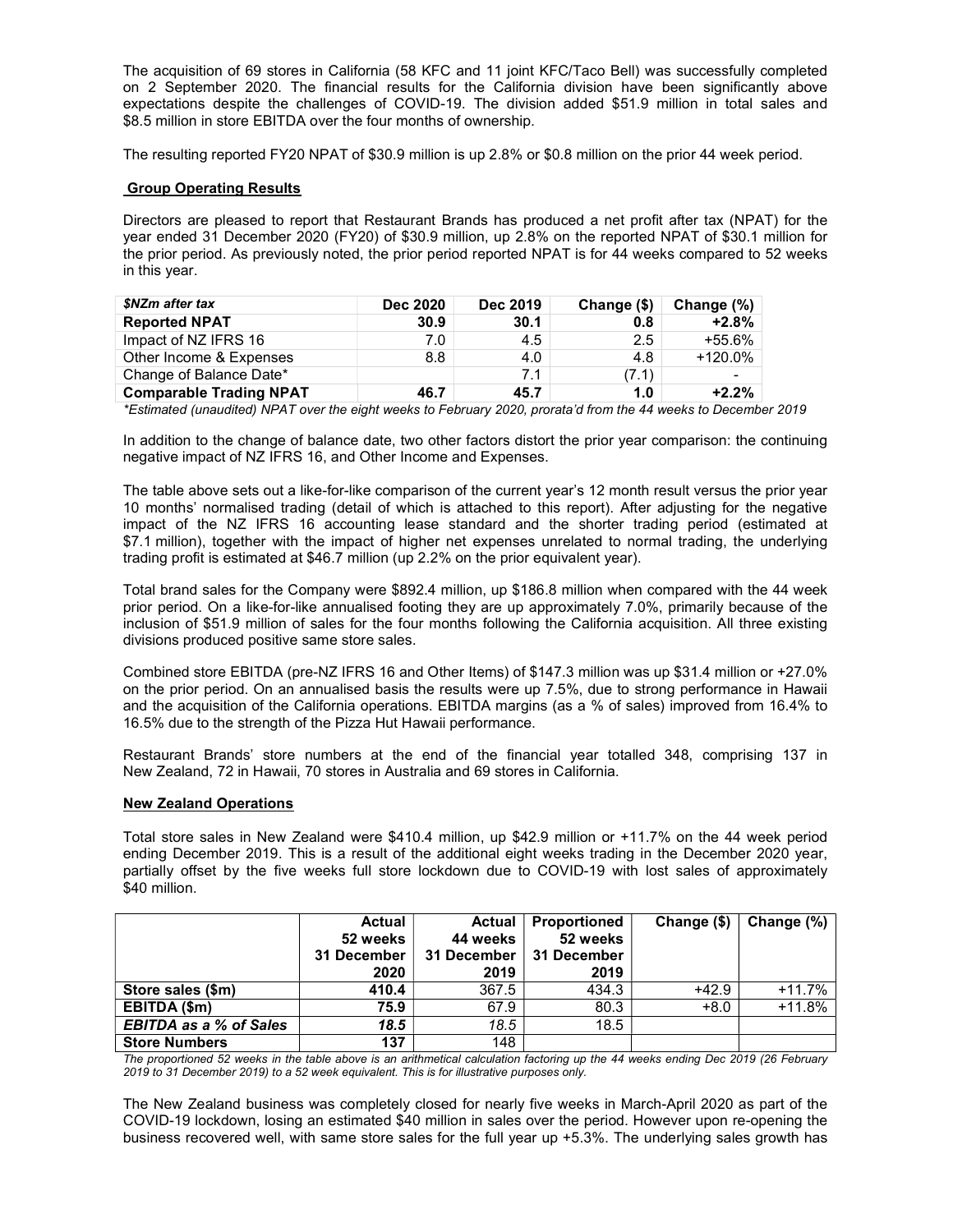The acquisition of 69 stores in California (58 KFC and 11 joint KFC/Taco Bell) was successfully completed on 2 September 2020. The financial results for the California division have been significantly above expectations despite the challenges of COVID-19. The division added $51.9 million in total sales and $8.5 million in store EBITDA over the four months of ownership.

The resulting reported FY20 NPAT of $30.9 million is up 2.8% or $0.8 million on the prior 44 week period.

## Group Operating Results

Directors are pleased to report that Restaurant Brands has produced a net profit after tax (NPAT) for the year ended 31 December 2020 (FY20) of $30.9 million, up 2.8% on the reported NPAT of $30.1 million for the prior period. As previously noted, the prior period reported NPAT is for 44 weeks compared to 52 weeks in this year.

| *$NZm after tax* | Dec 2020 | Dec 2019 | Change ($) | Change (%) |
|---|---|---|---|---|
| **Reported NPAT** | **30.9** | **30.1** | **0.8** | **+2.8%** |
| Impact of NZ IFRS 16 | 7.0 | 4.5 | 2.5 | +55.6% |
| Other Income & Expenses | 8.8 | 4.0 | 4.8 | +120.0% |
| Change of Balance Date* | | 7.1 | (7.1) | - |
| **Comparable Trading NPAT** | **46.7** | **45.7** | **1.0** | **+2.2%** |

*\*Estimated (unaudited) NPAT over the eight weeks to February 2020, prorata'd from the 44 weeks to December 2019*

In addition to the change of balance date, two other factors distort the prior year comparison: the continuing negative impact of NZ IFRS 16, and Other Income and Expenses.

The table above sets out a like-for-like comparison of the current year's 12 month result versus the prior year 10 months' normalised trading (detail of which is attached to this report). After adjusting for the negative impact of the NZ IFRS 16 accounting lease standard and the shorter trading period (estimated at $7.1 million), together with the impact of higher net expenses unrelated to normal trading, the underlying trading profit is estimated at $46.7 million (up 2.2% on the prior equivalent year).

Total brand sales for the Company were $892.4 million, up $186.8 million when compared with the 44 week prior period. On a like-for-like annualised footing they are up approximately 7.0%, primarily because of the inclusion of $51.9 million of sales for the four months following the California acquisition. All three existing divisions produced positive same store sales.

Combined store EBITDA (pre-NZ IFRS 16 and Other Items) of $147.3 million was up $31.4 million or +27.0% on the prior period. On an annualised basis the results were up 7.5%, due to strong performance in Hawaii and the acquisition of the California operations. EBITDA margins (as a % of sales) improved from 16.4% to 16.5% due to the strength of the Pizza Hut Hawaii performance.

Restaurant Brands' store numbers at the end of the financial year totalled 348, comprising 137 in New Zealand, 72 in Hawaii, 70 stores in Australia and 69 stores in California.

## New Zealand Operations

Total store sales in New Zealand were $410.4 million, up $42.9 million or +11.7% on the 44 week period ending December 2019. This is a result of the additional eight weeks trading in the December 2020 year, partially offset by the five weeks full store lockdown due to COVID-19 with lost sales of approximately $40 million.

| | Actual 52 weeks 31 December 2020 | Actual 44 weeks 31 December 2019 | Proportioned 52 weeks 31 December 2019 | Change ($) | Change (%) |
|---|---|---|---|---|---|
| **Store sales ($m)** | **410.4** | 367.5 | 434.3 | +42.9 | +11.7% |
| **EBITDA ($m)** | **75.9** | 67.9 | 80.3 | +8.0 | +11.8% |
| ***EBITDA as a % of Sales*** | ***18.5*** | *18.5* | 18.5 | | |
| **Store Numbers** | **137** | 148 | | | |

*The proportioned 52 weeks in the table above is an arithmetical calculation factoring up the 44 weeks ending Dec 2019 (26 February 2019 to 31 December 2019) to a 52 week equivalent. This is for illustrative purposes only.*

The New Zealand business was completely closed for nearly five weeks in March-April 2020 as part of the COVID-19 lockdown, losing an estimated $40 million in sales over the period. However upon re-opening the business recovered well, with same store sales for the full year up +5.3%. The underlying sales growth has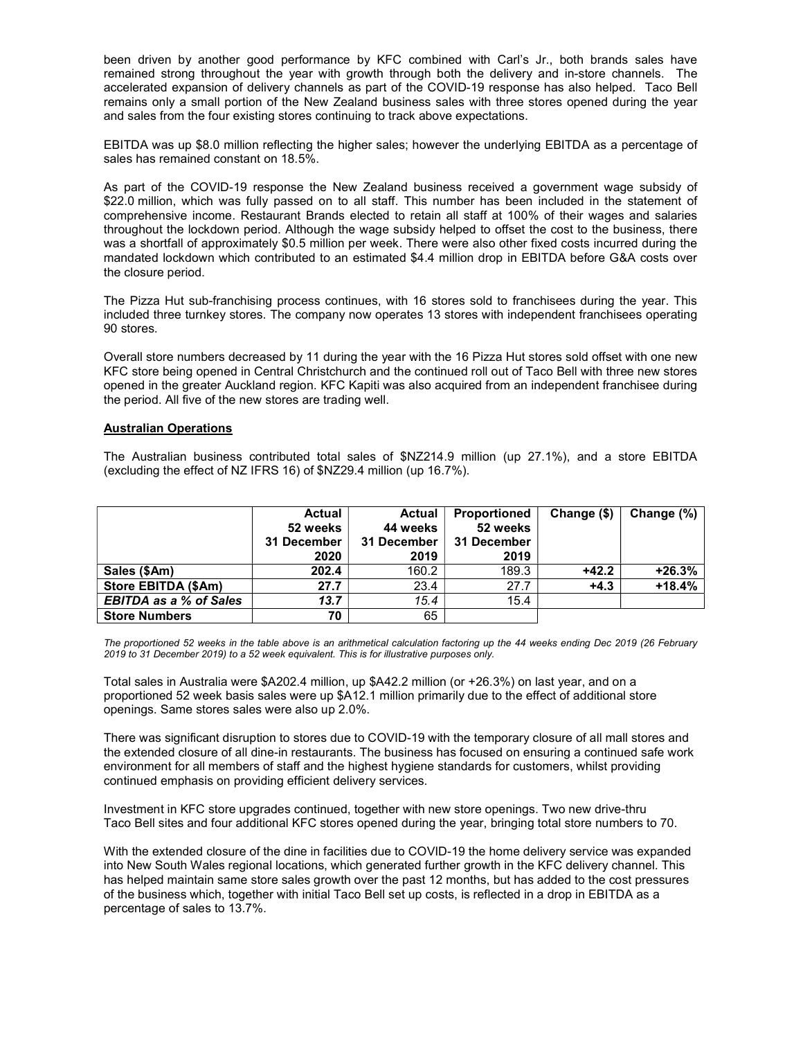been driven by another good performance by KFC combined with Carl's Jr., both brands sales have remained strong throughout the year with growth through both the delivery and in-store channels. The accelerated expansion of delivery channels as part of the COVID-19 response has also helped. Taco Bell remains only a small portion of the New Zealand business sales with three stores opened during the year and sales from the four existing stores continuing to track above expectations.

EBITDA was up $8.0 million reflecting the higher sales; however the underlying EBITDA as a percentage of sales has remained constant on 18.5%.

As part of the COVID-19 response the New Zealand business received a government wage subsidy of $22.0 million, which was fully passed on to all staff. This number has been included in the statement of comprehensive income. Restaurant Brands elected to retain all staff at 100% of their wages and salaries throughout the lockdown period. Although the wage subsidy helped to offset the cost to the business, there was a shortfall of approximately $0.5 million per week. There were also other fixed costs incurred during the mandated lockdown which contributed to an estimated $4.4 million drop in EBITDA before G&A costs over the closure period.

The Pizza Hut sub-franchising process continues, with 16 stores sold to franchisees during the year. This included three turnkey stores. The company now operates 13 stores with independent franchisees operating 90 stores.

Overall store numbers decreased by 11 during the year with the 16 Pizza Hut stores sold offset with one new KFC store being opened in Central Christchurch and the continued roll out of Taco Bell with three new stores opened in the greater Auckland region. KFC Kapiti was also acquired from an independent franchisee during the period. All five of the new stores are trading well.

## Australian Operations

The Australian business contributed total sales of $NZ214.9 million (up 27.1%), and a store EBITDA (excluding the effect of NZ IFRS 16) of $NZ29.4 million (up 16.7%).

| | Actual 52 weeks 31 December 2020 | Actual 44 weeks 31 December 2019 | Proportioned 52 weeks 31 December 2019 | Change ($) | Change (%) |
|---|---|---|---|---|---|
| **Sales ($Am)** | **202.4** | 160.2 | 189.3 | **+42.2** | **+26.3%** |
| **Store EBITDA ($Am)** | **27.7** | 23.4 | 27.7 | **+4.3** | **+18.4%** |
| ***EBITDA as a % of Sales*** | ***13.7*** | *15.4* | 15.4 | | |
| **Store Numbers** | **70** | 65 | | | |

*The proportioned 52 weeks in the table above is an arithmetical calculation factoring up the 44 weeks ending Dec 2019 (26 February 2019 to 31 December 2019) to a 52 week equivalent. This is for illustrative purposes only.*

Total sales in Australia were $A202.4 million, up $A42.2 million (or +26.3%) on last year, and on a proportioned 52 week basis sales were up $A12.1 million primarily due to the effect of additional store openings. Same stores sales were also up 2.0%.

There was significant disruption to stores due to COVID-19 with the temporary closure of all mall stores and the extended closure of all dine-in restaurants. The business has focused on ensuring a continued safe work environment for all members of staff and the highest hygiene standards for customers, whilst providing continued emphasis on providing efficient delivery services.

Investment in KFC store upgrades continued, together with new store openings. Two new drive-thru Taco Bell sites and four additional KFC stores opened during the year, bringing total store numbers to 70.

With the extended closure of the dine in facilities due to COVID-19 the home delivery service was expanded into New South Wales regional locations, which generated further growth in the KFC delivery channel. This has helped maintain same store sales growth over the past 12 months, but has added to the cost pressures of the business which, together with initial Taco Bell set up costs, is reflected in a drop in EBITDA as a percentage of sales to 13.7%.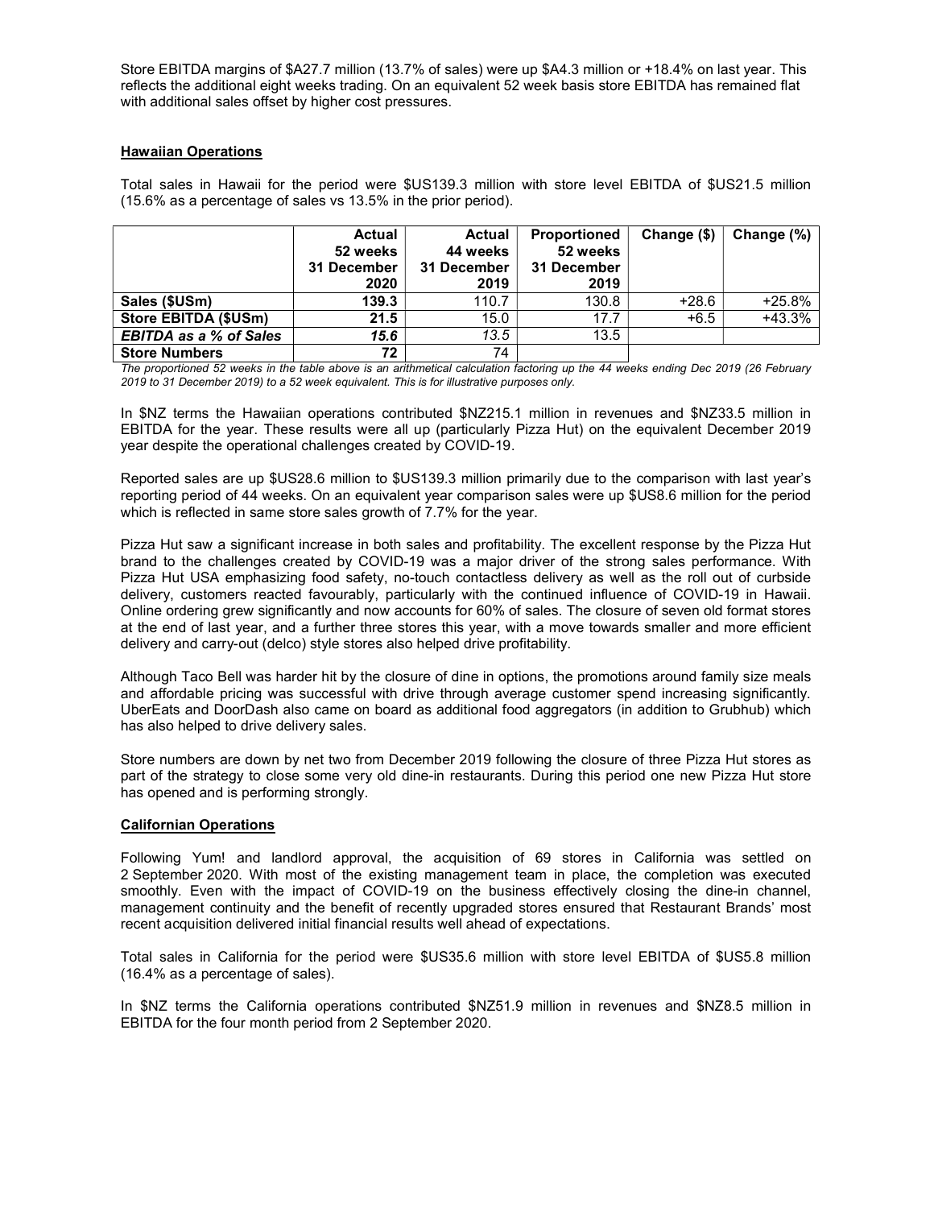Store EBITDA margins of $A27.7 million (13.7% of sales) were up $A4.3 million or +18.4% on last year. This reflects the additional eight weeks trading. On an equivalent 52 week basis store EBITDA has remained flat with additional sales offset by higher cost pressures.

## Hawaiian Operations

Total sales in Hawaii for the period were $US139.3 million with store level EBITDA of $US21.5 million (15.6% as a percentage of sales vs 13.5% in the prior period).

| | Actual 52 weeks 31 December 2020 | Actual 44 weeks 31 December 2019 | Proportioned 52 weeks 31 December 2019 | Change ($) | Change (%) |
|---|---|---|---|---|---|
| **Sales ($USm)** | **139.3** | 110.7 | 130.8 | +28.6 | +25.8% |
| **Store EBITDA ($USm)** | **21.5** | 15.0 | 17.7 | +6.5 | +43.3% |
| ***EBITDA as a % of Sales*** | ***15.6*** | *13.5* | 13.5 | | |
| **Store Numbers** | **72** | 74 | | | |

*The proportioned 52 weeks in the table above is an arithmetical calculation factoring up the 44 weeks ending Dec 2019 (26 February 2019 to 31 December 2019) to a 52 week equivalent. This is for illustrative purposes only.*

In $NZ terms the Hawaiian operations contributed $NZ215.1 million in revenues and $NZ33.5 million in EBITDA for the year. These results were all up (particularly Pizza Hut) on the equivalent December 2019 year despite the operational challenges created by COVID-19.

Reported sales are up $US28.6 million to $US139.3 million primarily due to the comparison with last year's reporting period of 44 weeks. On an equivalent year comparison sales were up $US8.6 million for the period which is reflected in same store sales growth of 7.7% for the year.

Pizza Hut saw a significant increase in both sales and profitability. The excellent response by the Pizza Hut brand to the challenges created by COVID-19 was a major driver of the strong sales performance. With Pizza Hut USA emphasizing food safety, no-touch contactless delivery as well as the roll out of curbside delivery, customers reacted favourably, particularly with the continued influence of COVID-19 in Hawaii. Online ordering grew significantly and now accounts for 60% of sales. The closure of seven old format stores at the end of last year, and a further three stores this year, with a move towards smaller and more efficient delivery and carry-out (delco) style stores also helped drive profitability.

Although Taco Bell was harder hit by the closure of dine in options, the promotions around family size meals and affordable pricing was successful with drive through average customer spend increasing significantly. UberEats and DoorDash also came on board as additional food aggregators (in addition to Grubhub) which has also helped to drive delivery sales.

Store numbers are down by net two from December 2019 following the closure of three Pizza Hut stores as part of the strategy to close some very old dine-in restaurants. During this period one new Pizza Hut store has opened and is performing strongly.

## Californian Operations

Following Yum! and landlord approval, the acquisition of 69 stores in California was settled on 2 September 2020. With most of the existing management team in place, the completion was executed smoothly. Even with the impact of COVID-19 on the business effectively closing the dine-in channel, management continuity and the benefit of recently upgraded stores ensured that Restaurant Brands' most recent acquisition delivered initial financial results well ahead of expectations.

Total sales in California for the period were $US35.6 million with store level EBITDA of $US5.8 million (16.4% as a percentage of sales).

In $NZ terms the California operations contributed $NZ51.9 million in revenues and $NZ8.5 million in EBITDA for the four month period from 2 September 2020.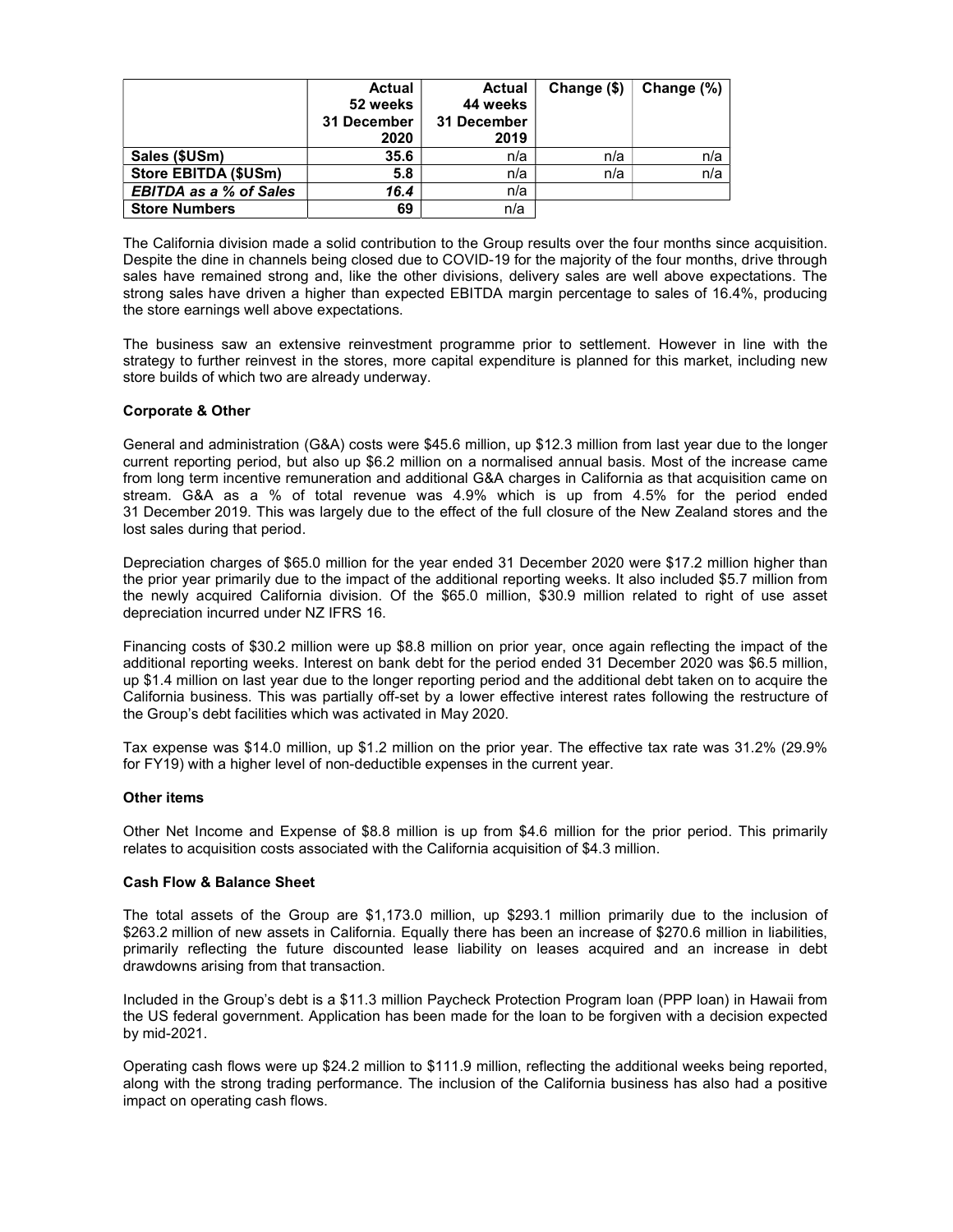| | Actual 52 weeks 31 December 2020 | Actual 44 weeks 31 December 2019 | Change ($) | Change (%) |
|---|---|---|---|---|
| **Sales ($USm)** | **35.6** | n/a | n/a | n/a |
| **Store EBITDA ($USm)** | **5.8** | n/a | n/a | n/a |
| ***EBITDA as a % of Sales*** | ***16.4*** | n/a | | |
| **Store Numbers** | **69** | n/a | | |

The California division made a solid contribution to the Group results over the four months since acquisition. Despite the dine in channels being closed due to COVID-19 for the majority of the four months, drive through sales have remained strong and, like the other divisions, delivery sales are well above expectations. The strong sales have driven a higher than expected EBITDA margin percentage to sales of 16.4%, producing the store earnings well above expectations.

The business saw an extensive reinvestment programme prior to settlement. However in line with the strategy to further reinvest in the stores, more capital expenditure is planned for this market, including new store builds of which two are already underway.

**Corporate & Other**

General and administration (G&A) costs were $45.6 million, up $12.3 million from last year due to the longer current reporting period, but also up $6.2 million on a normalised annual basis. Most of the increase came from long term incentive remuneration and additional G&A charges in California as that acquisition came on stream. G&A as a % of total revenue was 4.9% which is up from 4.5% for the period ended 31 December 2019. This was largely due to the effect of the full closure of the New Zealand stores and the lost sales during that period.

Depreciation charges of $65.0 million for the year ended 31 December 2020 were $17.2 million higher than the prior year primarily due to the impact of the additional reporting weeks. It also included $5.7 million from the newly acquired California division. Of the $65.0 million, $30.9 million related to right of use asset depreciation incurred under NZ IFRS 16.

Financing costs of $30.2 million were up $8.8 million on prior year, once again reflecting the impact of the additional reporting weeks. Interest on bank debt for the period ended 31 December 2020 was $6.5 million, up $1.4 million on last year due to the longer reporting period and the additional debt taken on to acquire the California business. This was partially off-set by a lower effective interest rates following the restructure of the Group's debt facilities which was activated in May 2020.

Tax expense was $14.0 million, up $1.2 million on the prior year. The effective tax rate was 31.2% (29.9% for FY19) with a higher level of non-deductible expenses in the current year.

**Other items**

Other Net Income and Expense of $8.8 million is up from $4.6 million for the prior period. This primarily relates to acquisition costs associated with the California acquisition of $4.3 million.

**Cash Flow & Balance Sheet**

The total assets of the Group are $1,173.0 million, up $293.1 million primarily due to the inclusion of $263.2 million of new assets in California. Equally there has been an increase of $270.6 million in liabilities, primarily reflecting the future discounted lease liability on leases acquired and an increase in debt drawdowns arising from that transaction.

Included in the Group's debt is a $11.3 million Paycheck Protection Program loan (PPP loan) in Hawaii from the US federal government. Application has been made for the loan to be forgiven with a decision expected by mid-2021.

Operating cash flows were up $24.2 million to $111.9 million, reflecting the additional weeks being reported, along with the strong trading performance. The inclusion of the California business has also had a positive impact on operating cash flows.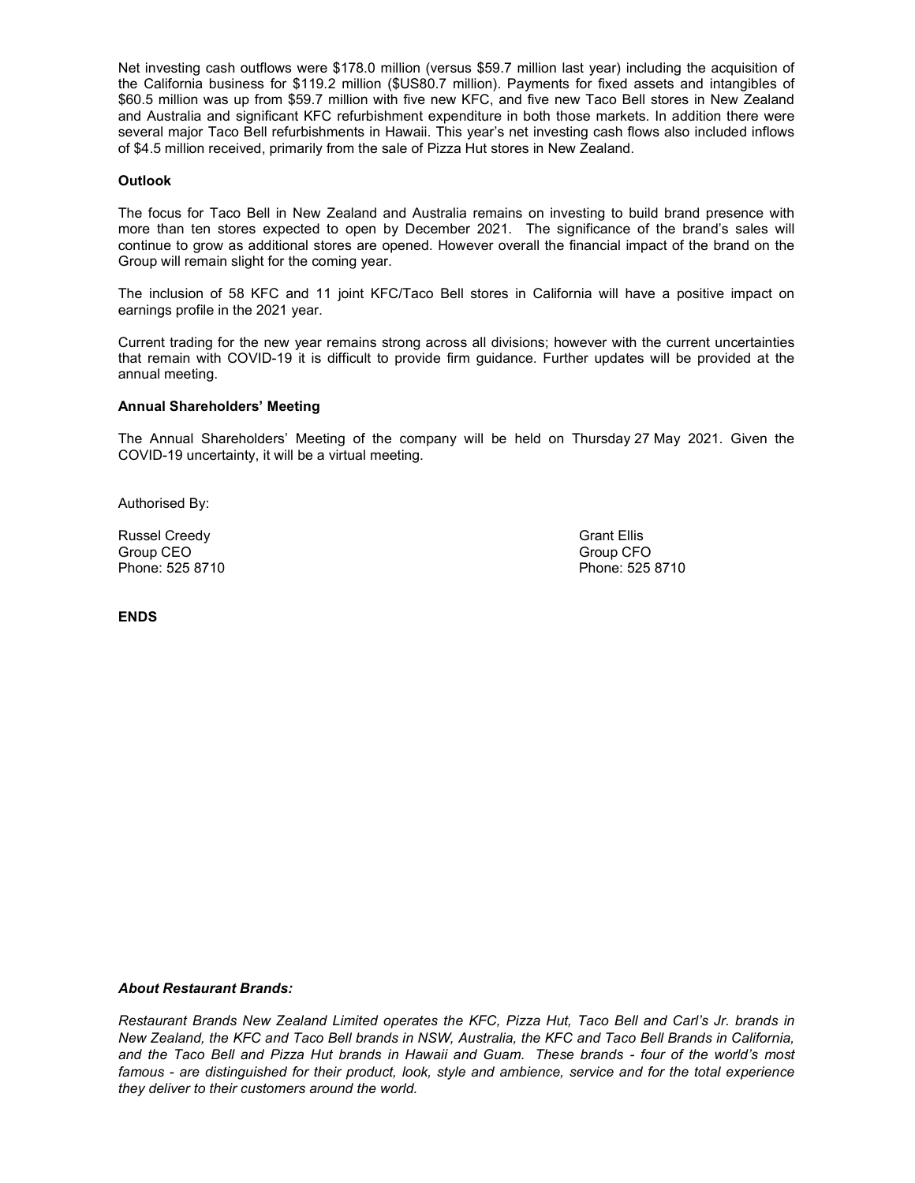Net investing cash outflows were $178.0 million (versus $59.7 million last year) including the acquisition of the California business for $119.2 million ($US80.7 million). Payments for fixed assets and intangibles of $60.5 million was up from $59.7 million with five new KFC, and five new Taco Bell stores in New Zealand and Australia and significant KFC refurbishment expenditure in both those markets. In addition there were several major Taco Bell refurbishments in Hawaii. This year's net investing cash flows also included inflows of $4.5 million received, primarily from the sale of Pizza Hut stores in New Zealand.

**Outlook**

The focus for Taco Bell in New Zealand and Australia remains on investing to build brand presence with more than ten stores expected to open by December 2021. The significance of the brand's sales will continue to grow as additional stores are opened. However overall the financial impact of the brand on the Group will remain slight for the coming year.

The inclusion of 58 KFC and 11 joint KFC/Taco Bell stores in California will have a positive impact on earnings profile in the 2021 year.

Current trading for the new year remains strong across all divisions; however with the current uncertainties that remain with COVID-19 it is difficult to provide firm guidance. Further updates will be provided at the annual meeting.

**Annual Shareholders' Meeting**

The Annual Shareholders' Meeting of the company will be held on Thursday 27 May 2021. Given the COVID-19 uncertainty, it will be a virtual meeting.

Authorised By:

Russel Creedy
Group CEO
Phone: 525 8710

Grant Ellis
Group CFO
Phone: 525 8710

**ENDS**

***About Restaurant Brands:***

*Restaurant Brands New Zealand Limited operates the KFC, Pizza Hut, Taco Bell and Carl's Jr. brands in New Zealand, the KFC and Taco Bell brands in NSW, Australia, the KFC and Taco Bell Brands in California, and the Taco Bell and Pizza Hut brands in Hawaii and Guam. These brands - four of the world's most famous - are distinguished for their product, look, style and ambience, service and for the total experience they deliver to their customers around the world.*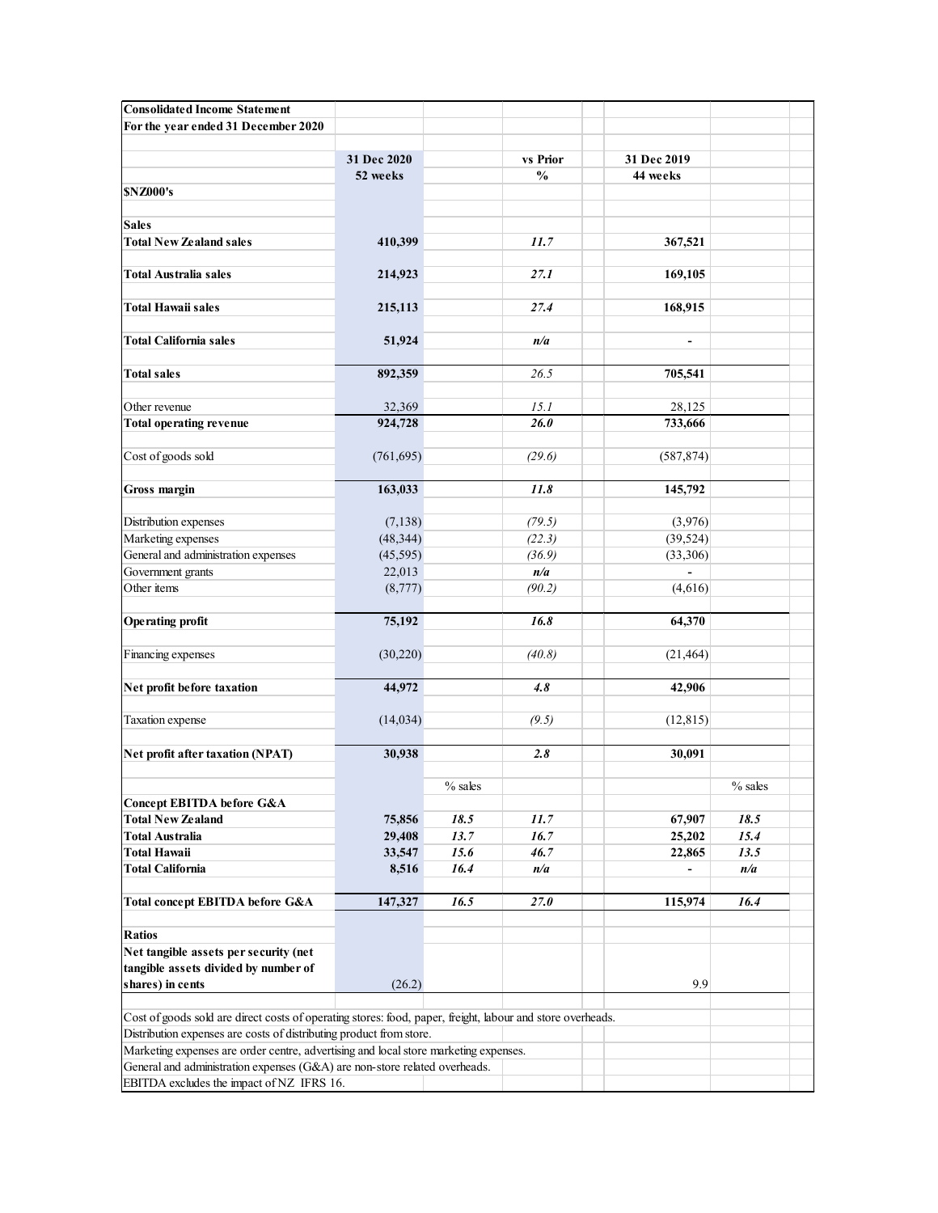**Consolidated Income Statement**
**For the year ended 31 December 2020**

| $NZ000's | 31 Dec 2020 52 weeks | % sales | vs Prior % | 31 Dec 2019 44 weeks | % sales |
|---|---|---|---|---|---|
| **Sales** | | | | | |
| **Total New Zealand sales** | **410,399** | | *11.7* | **367,521** | |
| **Total Australia sales** | **214,923** | | *27.1* | **169,105** | |
| **Total Hawaii sales** | **215,113** | | *27.4* | **168,915** | |
| **Total California sales** | **51,924** | | *n/a* | **-** | |
| **Total sales** | **892,359** | | *26.5* | **705,541** | |
| Other revenue | 32,369 | | *15.1* | 28,125 | |
| **Total operating revenue** | **924,728** | | *26.0* | **733,666** | |
| Cost of goods sold | (761,695) | | *(29.6)* | (587,874) | |
| **Gross margin** | **163,033** | | *11.8* | **145,792** | |
| Distribution expenses | (7,138) | | *(79.5)* | (3,976) | |
| Marketing expenses | (48,344) | | *(22.3)* | (39,524) | |
| General and administration expenses | (45,595) | | *(36.9)* | (33,306) | |
| Government grants | 22,013 | | *n/a* | - | |
| Other items | (8,777) | | *(90.2)* | (4,616) | |
| **Operating profit** | **75,192** | | *16.8* | **64,370** | |
| Financing expenses | (30,220) | | *(40.8)* | (21,464) | |
| **Net profit before taxation** | **44,972** | | *4.8* | **42,906** | |
| Taxation expense | (14,034) | | *(9.5)* | (12,815) | |
| **Net profit after taxation (NPAT)** | **30,938** | | *2.8* | **30,091** | |
| | | % sales | | | % sales |
| **Concept EBITDA before G&A** | | | | | |
| **Total New Zealand** | **75,856** | *18.5* | *11.7* | **67,907** | *18.5* |
| **Total Australia** | **29,408** | *13.7* | *16.7* | **25,202** | *15.4* |
| **Total Hawaii** | **33,547** | *15.6* | *46.7* | **22,865** | *13.5* |
| **Total California** | **8,516** | *16.4* | *n/a* | **-** | *n/a* |
| **Total concept EBITDA before G&A** | **147,327** | *16.5* | *27.0* | **115,974** | *16.4* |
| **Ratios** | | | | | |
| **Net tangible assets per security (net tangible assets divided by number of shares) in cents** | (26.2) | | | 9.9 | |

Cost of goods sold are direct costs of operating stores: food, paper, freight, labour and store overheads.
Distribution expenses are costs of distributing product from store.
Marketing expenses are order centre, advertising and local store marketing expenses.
General and administration expenses (G&A) are non-store related overheads.
EBITDA excludes the impact of NZ IFRS 16.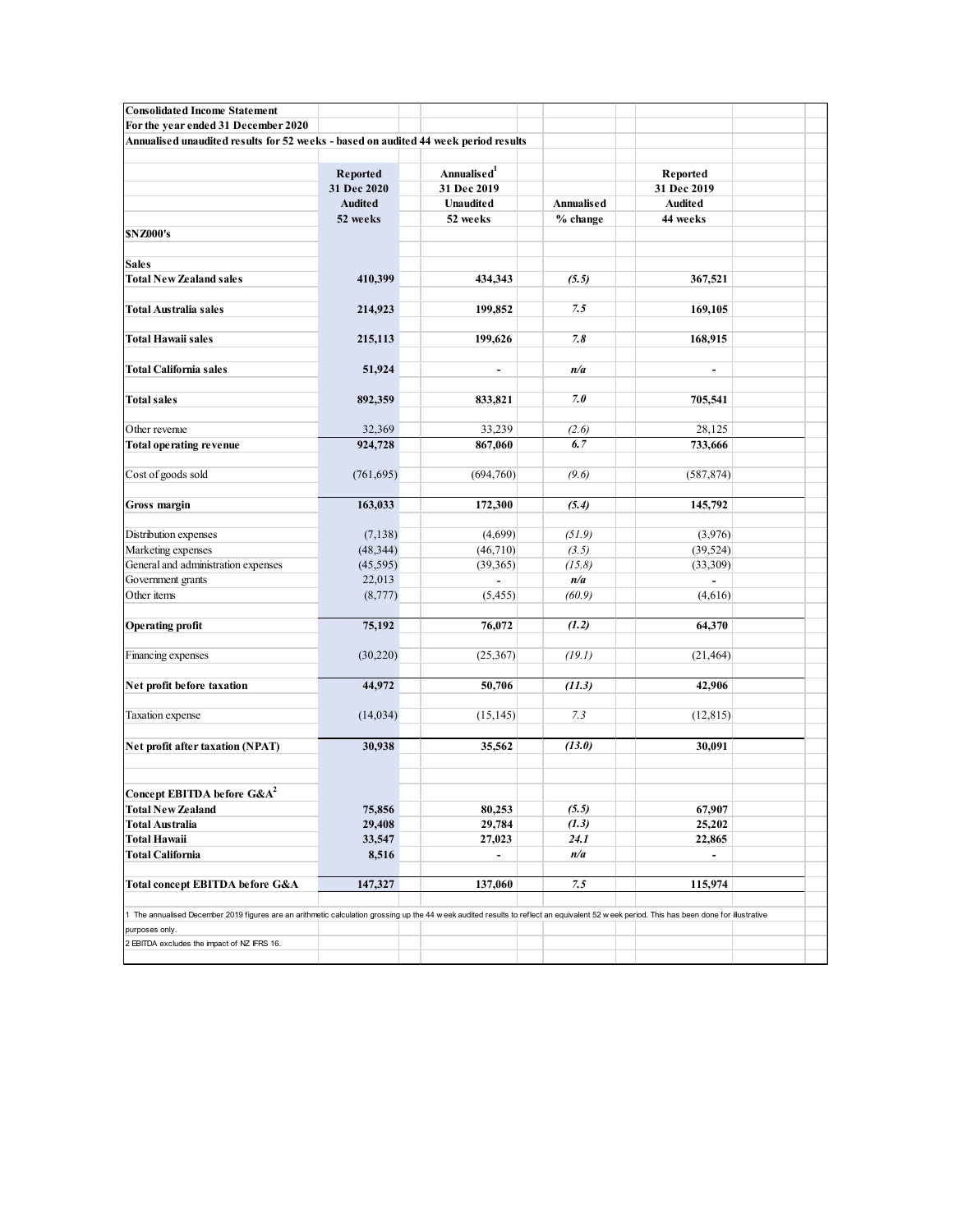**Consolidated Income Statement**
**For the year ended 31 December 2020**
**Annualised unaudited results for 52 weeks - based on audited 44 week period results**

| $NZ000's | Reported 31 Dec 2020 Audited 52 weeks | Annualised[1] 31 Dec 2019 Unaudited 52 weeks | Annualised % change | Reported 31 Dec 2019 Audited 44 weeks |
|---|---|---|---|---|
| **Sales** | | | | |
| **Total New Zealand sales** | **410,399** | **434,343** | *(5.5)* | **367,521** |
| **Total Australia sales** | **214,923** | **199,852** | *7.5* | **169,105** |
| **Total Hawaii sales** | **215,113** | **199,626** | *7.8* | **168,915** |
| **Total California sales** | **51,924** | **-** | *n/a* | **-** |
| **Total sales** | **892,359** | **833,821** | *7.0* | **705,541** |
| Other revenue | 32,369 | 33,239 | *(2.6)* | 28,125 |
| **Total operating revenue** | **924,728** | **867,060** | ***6.7*** | **733,666** |
| Cost of goods sold | (761,695) | (694,760) | *(9.6)* | (587,874) |
| **Gross margin** | **163,033** | **172,300** | *(5.4)* | **145,792** |
| Distribution expenses | (7,138) | (4,699) | *(51.9)* | (3,976) |
| Marketing expenses | (48,344) | (46,710) | *(3.5)* | (39,524) |
| General and administration expenses | (45,595) | (39,365) | *(15.8)* | (33,309) |
| Government grants | 22,013 | - | *n/a* | - |
| Other items | (8,777) | (5,455) | *(60.9)* | (4,616) |
| **Operating profit** | **75,192** | **76,072** | *(1.2)* | **64,370** |
| Financing expenses | (30,220) | (25,367) | *(19.1)* | (21,464) |
| **Net profit before taxation** | **44,972** | **50,706** | *(11.3)* | **42,906** |
| Taxation expense | (14,034) | (15,145) | *7.3* | (12,815) |
| **Net profit after taxation (NPAT)** | **30,938** | **35,562** | *(13.0)* | **30,091** |
| **Concept EBITDA before G&A[2]** | | | | |
| **Total New Zealand** | **75,856** | **80,253** | *(5.5)* | **67,907** |
| **Total Australia** | **29,408** | **29,784** | *(1.3)* | **25,202** |
| **Total Hawaii** | **33,547** | **27,023** | *24.1* | **22,865** |
| **Total California** | **8,516** | **-** | *n/a* | **-** |
| **Total concept EBITDA before G&A** | **147,327** | **137,060** | *7.5* | **115,974** |

1 The annualised December 2019 figures are an arithmetic calculation grossing up the 44 week audited results to reflect an equivalent 52 week period. This has been done for illustrative purposes only.

2 EBITDA excludes the impact of NZ IFRS 16.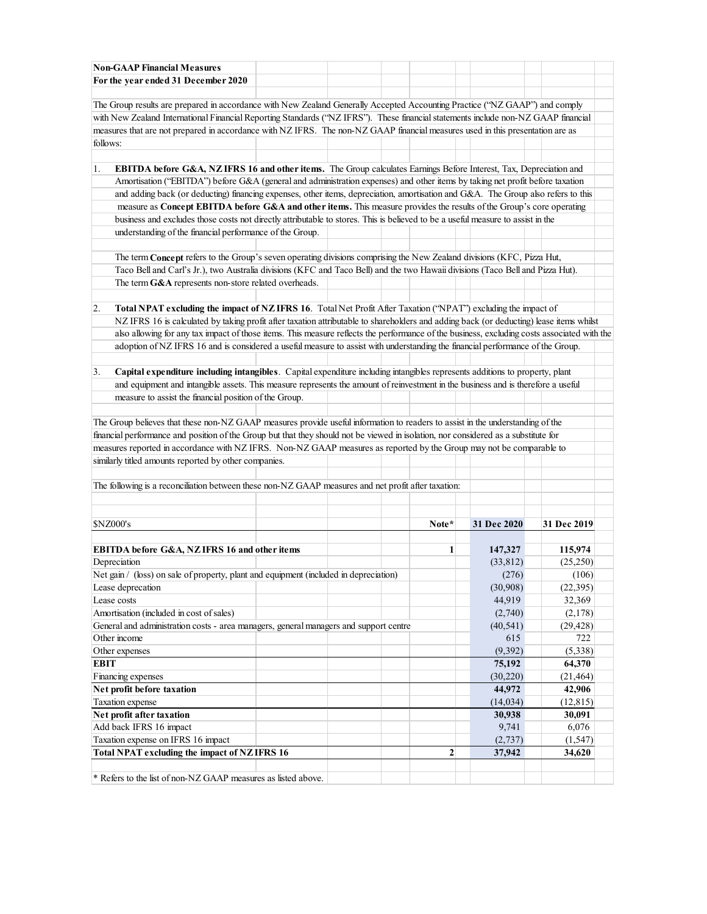**Non-GAAP Financial Measures**
**For the year ended 31 December 2020**

The Group results are prepared in accordance with New Zealand Generally Accepted Accounting Practice ("NZ GAAP") and comply with New Zealand International Financial Reporting Standards ("NZ IFRS"). These financial statements include non-NZ GAAP financial measures that are not prepared in accordance with NZ IFRS. The non-NZ GAAP financial measures used in this presentation are as follows:

1. **EBITDA before G&A, NZ IFRS 16 and other items.** The Group calculates Earnings Before Interest, Tax, Depreciation and Amortisation ("EBITDA") before G&A (general and administration expenses) and other items by taking net profit before taxation and adding back (or deducting) financing expenses, other items, depreciation, amortisation and G&A. The Group also refers to this measure as **Concept EBITDA before G&A and other items.** This measure provides the results of the Group's core operating business and excludes those costs not directly attributable to stores. This is believed to be a useful measure to assist in the understanding of the financial performance of the Group.

   The term **Concept** refers to the Group's seven operating divisions comprising the New Zealand divisions (KFC, Pizza Hut, Taco Bell and Carl's Jr.), two Australia divisions (KFC and Taco Bell) and the two Hawaii divisions (Taco Bell and Pizza Hut). The term **G&A** represents non-store related overheads.

2. **Total NPAT excluding the impact of NZ IFRS 16**. Total Net Profit After Taxation ("NPAT") excluding the impact of NZ IFRS 16 is calculated by taking profit after taxation attributable to shareholders and adding back (or deducting) lease items whilst also allowing for any tax impact of those items. This measure reflects the performance of the business, excluding costs associated with the adoption of NZ IFRS 16 and is considered a useful measure to assist with understanding the financial performance of the Group.

3. **Capital expenditure including intangibles**. Capital expenditure including intangibles represents additions to property, plant and equipment and intangible assets. This measure represents the amount of reinvestment in the business and is therefore a useful measure to assist the financial position of the Group.

The Group believes that these non-NZ GAAP measures provide useful information to readers to assist in the understanding of the financial performance and position of the Group but that they should not be viewed in isolation, nor considered as a substitute for measures reported in accordance with NZ IFRS. Non-NZ GAAP measures as reported by the Group may not be comparable to similarly titled amounts reported by other companies.

The following is a reconciliation between these non-NZ GAAP measures and net profit after taxation:

| $NZ000's | Note* | 31 Dec 2020 | 31 Dec 2019 |
|---|---|---|---|
| **EBITDA before G&A, NZ IFRS 16 and other items** | 1 | **147,327** | **115,974** |
| Depreciation | | (33,812) | (25,250) |
| Net gain / (loss) on sale of property, plant and equipment (included in depreciation) | | (276) | (106) |
| Lease deprecation | | (30,908) | (22,395) |
| Lease costs | | 44,919 | 32,369 |
| Amortisation (included in cost of sales) | | (2,740) | (2,178) |
| General and administration costs - area managers, general managers and support centre | | (40,541) | (29,428) |
| Other income | | 615 | 722 |
| Other expenses | | (9,392) | (5,338) |
| **EBIT** | | **75,192** | **64,370** |
| Financing expenses | | (30,220) | (21,464) |
| **Net profit before taxation** | | **44,972** | **42,906** |
| Taxation expense | | (14,034) | (12,815) |
| **Net profit after taxation** | | **30,938** | **30,091** |
| Add back IFRS 16 impact | | 9,741 | 6,076 |
| Taxation expense on IFRS 16 impact | | (2,737) | (1,547) |
| **Total NPAT excluding the impact of NZ IFRS 16** | 2 | **37,942** | **34,620** |

* Refers to the list of non-NZ GAAP measures as listed above.